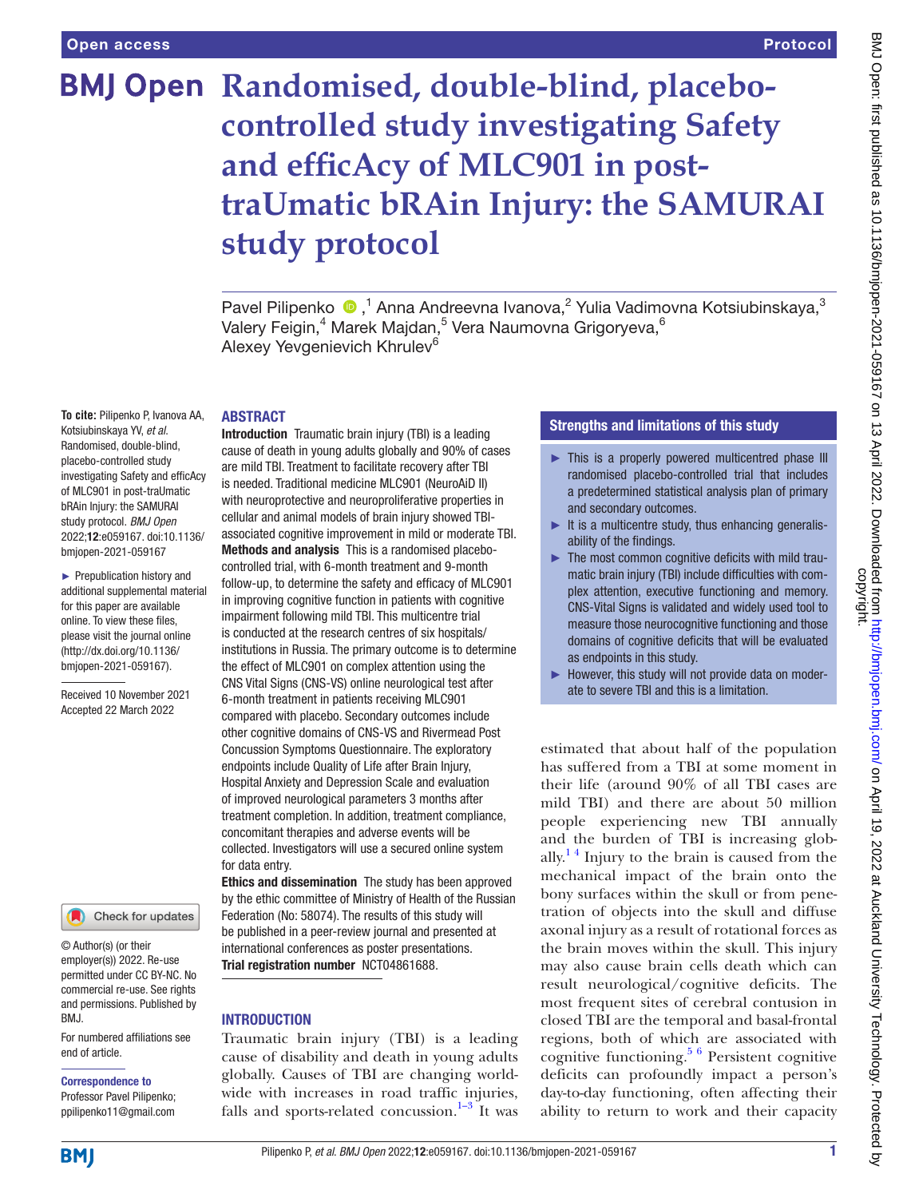# Randomised, double-blind, placebo-controlled study investigating Safety and efficAcy of MLC901 in post-traUmatic bRAin Injury: the SAMURAI study protocol

Pavel Pilipenko,[1] Anna Andreevna Ivanova,[2] Yulia Vadimovna Kotsiubinskaya,[3] Valery Feigin,[4] Marek Majdan,[5] Vera Naumovna Grigoryeva,[6] Alexey Yevgenievich Khrulev[6]

**To cite:** Pilipenko P, Ivanova AA, Kotsiubinskaya YV, *et al*. Randomised, double-blind, placebo-controlled study investigating Safety and efficAcy of MLC901 in post-traUmatic bRAin Injury: the SAMURAI study protocol. *BMJ Open* 2022;**12**:e059167. doi:10.1136/bmjopen-2021-059167

► Prepublication history and additional supplemental material for this paper are available online. To view these files, please visit the journal online (http://dx.doi.org/10.1136/bmjopen-2021-059167).

Received 10 November 2021
Accepted 22 March 2022

© Author(s) (or their employer(s)) 2022. Re-use permitted under CC BY-NC. No commercial re-use. See rights and permissions. Published by BMJ.

For numbered affiliations see end of article.

**Correspondence to**
Professor Pavel Pilipenko; ppilipenko11@gmail.com

## ABSTRACT

**Introduction** Traumatic brain injury (TBI) is a leading cause of death in young adults globally and 90% of cases are mild TBI. Treatment to facilitate recovery after TBI is needed. Traditional medicine MLC901 (NeuroAiD II) with neuroprotective and neuroproliferative properties in cellular and animal models of brain injury showed TBI-associated cognitive improvement in mild or moderate TBI.

**Methods and analysis** This is a randomised placebo-controlled trial, with 6-month treatment and 9-month follow-up, to determine the safety and efficacy of MLC901 in improving cognitive function in patients with cognitive impairment following mild TBI. This multicentre trial is conducted at the research centres of six hospitals/institutions in Russia. The primary outcome is to determine the effect of MLC901 on complex attention using the CNS Vital Signs (CNS-VS) online neurological test after 6-month treatment in patients receiving MLC901 compared with placebo. Secondary outcomes include other cognitive domains of CNS-VS and Rivermead Post Concussion Symptoms Questionnaire. The exploratory endpoints include Quality of Life after Brain Injury, Hospital Anxiety and Depression Scale and evaluation of improved neurological parameters 3 months after treatment completion. In addition, treatment compliance, concomitant therapies and adverse events will be collected. Investigators will use a secured online system for data entry.

**Ethics and dissemination** The study has been approved by the ethic committee of Ministry of Health of the Russian Federation (No: 58074). The results of this study will be published in a peer-review journal and presented at international conferences as poster presentations.

**Trial registration number** NCT04861688.

## Strengths and limitations of this study

- ► This is a properly powered multicentred phase III randomised placebo-controlled trial that includes a predetermined statistical analysis plan of primary and secondary outcomes.
- ► It is a multicentre study, thus enhancing generalisability of the findings.
- ► The most common cognitive deficits with mild traumatic brain injury (TBI) include difficulties with complex attention, executive functioning and memory. CNS-Vital Signs is validated and widely used tool to measure those neurocognitive functioning and those domains of cognitive deficits that will be evaluated as endpoints in this study.
- ► However, this study will not provide data on moderate to severe TBI and this is a limitation.

## INTRODUCTION

Traumatic brain injury (TBI) is a leading cause of disability and death in young adults globally. Causes of TBI are changing worldwide with increases in road traffic injuries, falls and sports-related concussion.[1–3] It was estimated that about half of the population has suffered from a TBI at some moment in their life (around 90% of all TBI cases are mild TBI) and there are about 50 million people experiencing new TBI annually and the burden of TBI is increasing globally.[1 4] Injury to the brain is caused from the mechanical impact of the brain onto the bony surfaces within the skull or from penetration of objects into the skull and diffuse axonal injury as a result of rotational forces as the brain moves within the skull. This injury may also cause brain cells death which can result neurological/cognitive deficits. The most frequent sites of cerebral contusion in closed TBI are the temporal and basal-frontal regions, both of which are associated with cognitive functioning.[5 6] Persistent cognitive deficits can profoundly impact a person's day-to-day functioning, often affecting their ability to return to work and their capacity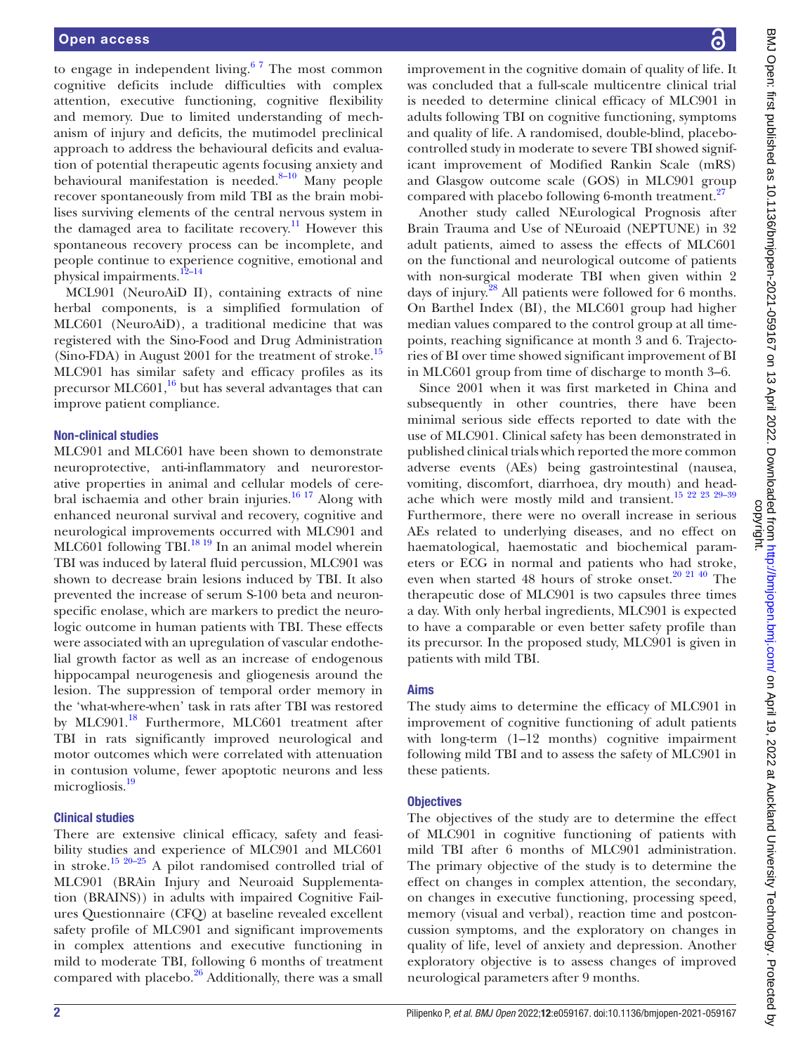to engage in independent living.[6 7] The most common cognitive deficits include difficulties with complex attention, executive functioning, cognitive flexibility and memory. Due to limited understanding of mechanism of injury and deficits, the mutimodel preclinical approach to address the behavioural deficits and evaluation of potential therapeutic agents focusing anxiety and behavioural manifestation is needed.[8–10] Many people recover spontaneously from mild TBI as the brain mobilises surviving elements of the central nervous system in the damaged area to facilitate recovery.[11] However this spontaneous recovery process can be incomplete, and people continue to experience cognitive, emotional and physical impairments.[12–14]

MCL901 (NeuroAiD II), containing extracts of nine herbal components, is a simplified formulation of MLC601 (NeuroAiD), a traditional medicine that was registered with the Sino-Food and Drug Administration (Sino-FDA) in August 2001 for the treatment of stroke.[15] MLC901 has similar safety and efficacy profiles as its precursor MLC601,[16] but has several advantages that can improve patient compliance.

### Non-clinical studies

MLC901 and MLC601 have been shown to demonstrate neuroprotective, anti-inflammatory and neurorestorative properties in animal and cellular models of cerebral ischaemia and other brain injuries.[16 17] Along with enhanced neuronal survival and recovery, cognitive and neurological improvements occurred with MLC901 and MLC601 following TBI.[18 19] In an animal model wherein TBI was induced by lateral fluid percussion, MLC901 was shown to decrease brain lesions induced by TBI. It also prevented the increase of serum S-100 beta and neuron-specific enolase, which are markers to predict the neurologic outcome in human patients with TBI. These effects were associated with an upregulation of vascular endothelial growth factor as well as an increase of endogenous hippocampal neurogenesis and gliogenesis around the lesion. The suppression of temporal order memory in the 'what-where-when' task in rats after TBI was restored by MLC901.[18] Furthermore, MLC601 treatment after TBI in rats significantly improved neurological and motor outcomes which were correlated with attenuation in contusion volume, fewer apoptotic neurons and less microgliosis.[19]

### Clinical studies

There are extensive clinical efficacy, safety and feasibility studies and experience of MLC901 and MLC601 in stroke.[15 20–25] A pilot randomised controlled trial of MLC901 (BRAin Injury and Neuroaid Supplementation (BRAINS)) in adults with impaired Cognitive Failures Questionnaire (CFQ) at baseline revealed excellent safety profile of MLC901 and significant improvements in complex attentions and executive functioning in mild to moderate TBI, following 6 months of treatment compared with placebo.[26] Additionally, there was a small improvement in the cognitive domain of quality of life. It was concluded that a full-scale multicentre clinical trial is needed to determine clinical efficacy of MLC901 in adults following TBI on cognitive functioning, symptoms and quality of life. A randomised, double-blind, placebo-controlled study in moderate to severe TBI showed significant improvement of Modified Rankin Scale (mRS) and Glasgow outcome scale (GOS) in MLC901 group compared with placebo following 6-month treatment.[27]

Another study called NEurological Prognosis after Brain Trauma and Use of NEuroaid (NEPTUNE) in 32 adult patients, aimed to assess the effects of MLC601 on the functional and neurological outcome of patients with non-surgical moderate TBI when given within 2 days of injury.[28] All patients were followed for 6 months. On Barthel Index (BI), the MLC601 group had higher median values compared to the control group at all time-points, reaching significance at month 3 and 6. Trajectories of BI over time showed significant improvement of BI in MLC601 group from time of discharge to month 3–6.

Since 2001 when it was first marketed in China and subsequently in other countries, there have been minimal serious side effects reported to date with the use of MLC901. Clinical safety has been demonstrated in published clinical trials which reported the more common adverse events (AEs) being gastrointestinal (nausea, vomiting, discomfort, diarrhoea, dry mouth) and headache which were mostly mild and transient.[15 22 23 29–39] Furthermore, there were no overall increase in serious AEs related to underlying diseases, and no effect on haematological, haemostatic and biochemical parameters or ECG in normal and patients who had stroke, even when started 48 hours of stroke onset.[20 21 40] The therapeutic dose of MLC901 is two capsules three times a day. With only herbal ingredients, MLC901 is expected to have a comparable or even better safety profile than its precursor. In the proposed study, MLC901 is given in patients with mild TBI.

### Aims

The study aims to determine the efficacy of MLC901 in improvement of cognitive functioning of adult patients with long-term (1–12 months) cognitive impairment following mild TBI and to assess the safety of MLC901 in these patients.

### Objectives

The objectives of the study are to determine the effect of MLC901 in cognitive functioning of patients with mild TBI after 6 months of MLC901 administration. The primary objective of the study is to determine the effect on changes in complex attention, the secondary, on changes in executive functioning, processing speed, memory (visual and verbal), reaction time and postconcussion symptoms, and the exploratory on changes in quality of life, level of anxiety and depression. Another exploratory objective is to assess changes of improved neurological parameters after 9 months.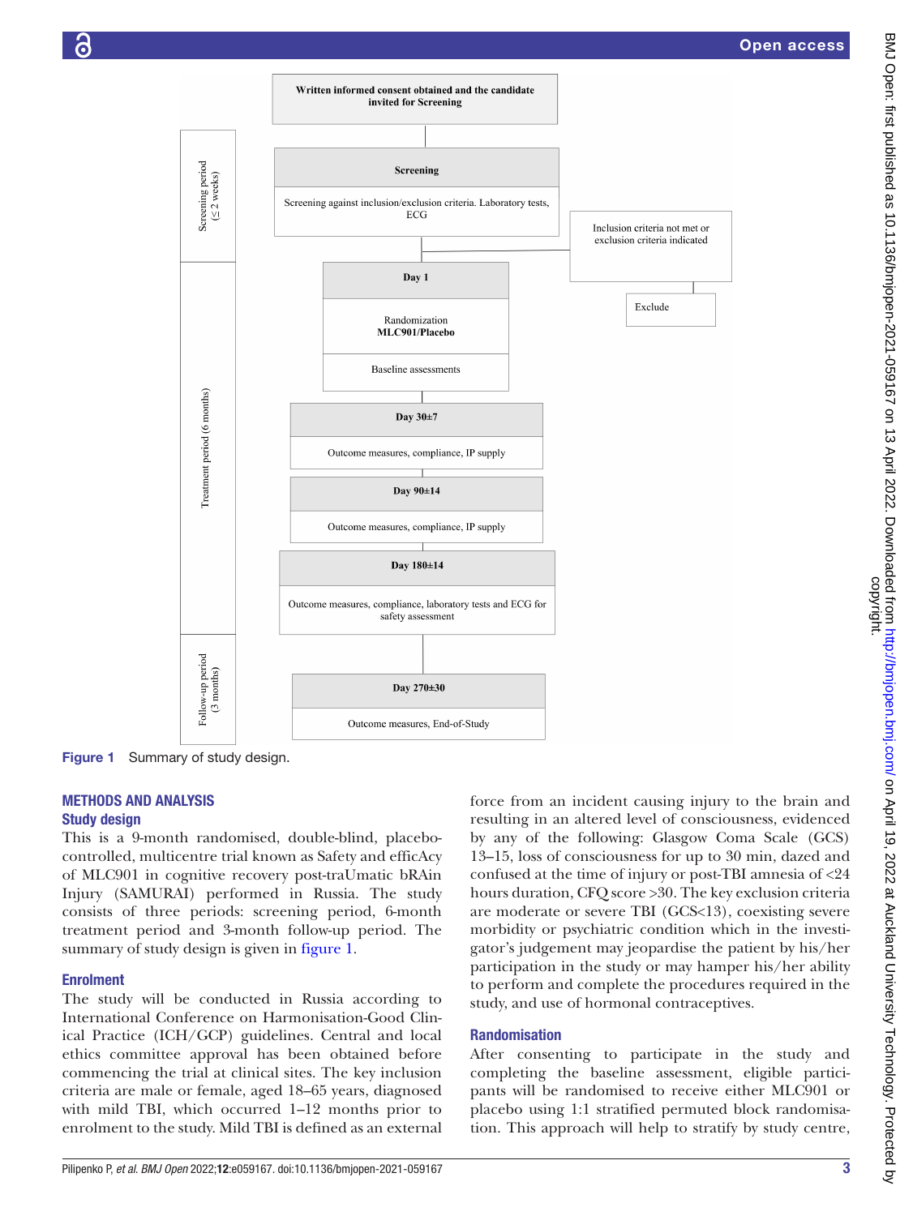Written informed consent obtained and the candidate invited for Screening

Screening period (≤ 2 weeks)

**Screening**

Screening against inclusion/exclusion criteria. Laboratory tests, ECG

Inclusion criteria not met or exclusion criteria indicated → Exclude

Treatment period (6 months)

**Day 1**

Randomization
**MLC901/Placebo**

Baseline assessments

**Day 30±7**

Outcome measures, compliance, IP supply

**Day 90±14**

Outcome measures, compliance, IP supply

**Day 180±14**

Outcome measures, compliance, laboratory tests and ECG for safety assessment

Follow-up period (3 months)

**Day 270±30**

Outcome measures, End-of-Study

Figure 1 Summary of study design.

## METHODS AND ANALYSIS

### Study design

This is a 9-month randomised, double-blind, placebo-controlled, multicentre trial known as Safety and efficAcy of MLC901 in cognitive recovery post-traUmatic bRAin Injury (SAMURAI) performed in Russia. The study consists of three periods: screening period, 6-month treatment period and 3-month follow-up period. The summary of study design is given in figure 1.

### Enrolment

The study will be conducted in Russia according to International Conference on Harmonisation-Good Clinical Practice (ICH/GCP) guidelines. Central and local ethics committee approval has been obtained before commencing the trial at clinical sites. The key inclusion criteria are male or female, aged 18–65 years, diagnosed with mild TBI, which occurred 1–12 months prior to enrolment to the study. Mild TBI is defined as an external force from an incident causing injury to the brain and resulting in an altered level of consciousness, evidenced by any of the following: Glasgow Coma Scale (GCS) 13–15, loss of consciousness for up to 30 min, dazed and confused at the time of injury or post-TBI amnesia of <24 hours duration, CFQ score >30. The key exclusion criteria are moderate or severe TBI (GCS<13), coexisting severe morbidity or psychiatric condition which in the investigator's judgement may jeopardise the patient by his/her participation in the study or may hamper his/her ability to perform and complete the procedures required in the study, and use of hormonal contraceptives.

### Randomisation

After consenting to participate in the study and completing the baseline assessment, eligible participants will be randomised to receive either MLC901 or placebo using 1:1 stratified permuted block randomisation. This approach will help to stratify by study centre,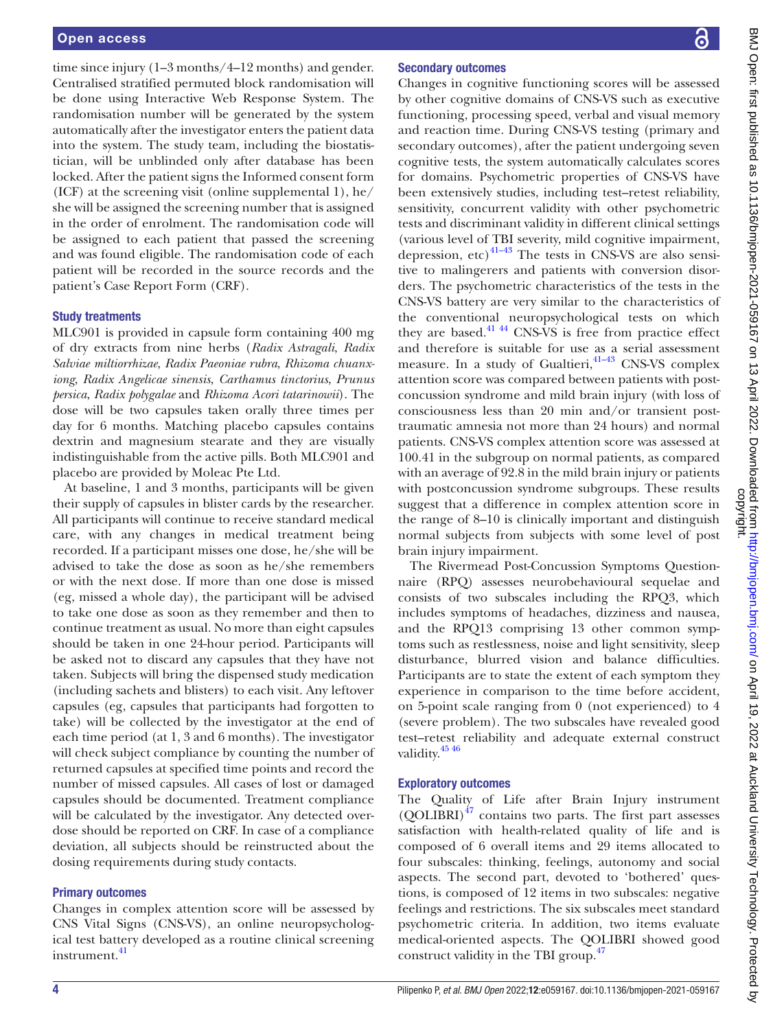time since injury (1–3 months/4–12 months) and gender. Centralised stratified permuted block randomisation will be done using Interactive Web Response System. The randomisation number will be generated by the system automatically after the investigator enters the patient data into the system. The study team, including the biostatistician, will be unblinded only after database has been locked. After the patient signs the Informed consent form (ICF) at the screening visit (online supplemental 1), he/she will be assigned the screening number that is assigned in the order of enrolment. The randomisation code will be assigned to each patient that passed the screening and was found eligible. The randomisation code of each patient will be recorded in the source records and the patient's Case Report Form (CRF).

### Study treatments

MLC901 is provided in capsule form containing 400 mg of dry extracts from nine herbs (*Radix Astragali*, *Radix Salviae miltiorrhizae*, *Radix Paeoniae rubra*, *Rhizoma chuanxiong*, *Radix Angelicae sinensis*, *Carthamus tinctorius*, *Prunus persica*, *Radix polygalae* and *Rhizoma Acori tatarinowii*). The dose will be two capsules taken orally three times per day for 6 months. Matching placebo capsules contains dextrin and magnesium stearate and they are visually indistinguishable from the active pills. Both MLC901 and placebo are provided by Moleac Pte Ltd.

At baseline, 1 and 3 months, participants will be given their supply of capsules in blister cards by the researcher. All participants will continue to receive standard medical care, with any changes in medical treatment being recorded. If a participant misses one dose, he/she will be advised to take the dose as soon as he/she remembers or with the next dose. If more than one dose is missed (eg, missed a whole day), the participant will be advised to take one dose as soon as they remember and then to continue treatment as usual. No more than eight capsules should be taken in one 24-hour period. Participants will be asked not to discard any capsules that they have not taken. Subjects will bring the dispensed study medication (including sachets and blisters) to each visit. Any leftover capsules (eg, capsules that participants had forgotten to take) will be collected by the investigator at the end of each time period (at 1, 3 and 6 months). The investigator will check subject compliance by counting the number of returned capsules at specified time points and record the number of missed capsules. All cases of lost or damaged capsules should be documented. Treatment compliance will be calculated by the investigator. Any detected overdose should be reported on CRF. In case of a compliance deviation, all subjects should be reinstructed about the dosing requirements during study contacts.

### Primary outcomes

Changes in complex attention score will be assessed by CNS Vital Signs (CNS-VS), an online neuropsychological test battery developed as a routine clinical screening instrument.[41]

### Secondary outcomes

Changes in cognitive functioning scores will be assessed by other cognitive domains of CNS-VS such as executive functioning, processing speed, verbal and visual memory and reaction time. During CNS-VS testing (primary and secondary outcomes), after the patient undergoing seven cognitive tests, the system automatically calculates scores for domains. Psychometric properties of CNS-VS have been extensively studies, including test–retest reliability, sensitivity, concurrent validity with other psychometric tests and discriminant validity in different clinical settings (various level of TBI severity, mild cognitive impairment, depression, etc)[41–43] The tests in CNS-VS are also sensitive to malingerers and patients with conversion disorders. The psychometric characteristics of the tests in the CNS-VS battery are very similar to the characteristics of the conventional neuropsychological tests on which they are based.[41 44] CNS-VS is free from practice effect and therefore is suitable for use as a serial assessment measure. In a study of Gualtieri,[41–43] CNS-VS complex attention score was compared between patients with postconcussion syndrome and mild brain injury (with loss of consciousness less than 20 min and/or transient post-traumatic amnesia not more than 24 hours) and normal patients. CNS-VS complex attention score was assessed at 100.41 in the subgroup on normal patients, as compared with an average of 92.8 in the mild brain injury or patients with postconcussion syndrome subgroups. These results suggest that a difference in complex attention score in the range of 8–10 is clinically important and distinguish normal subjects from subjects with some level of post brain injury impairment.

The Rivermead Post-Concussion Symptoms Questionnaire (RPQ) assesses neurobehavioural sequelae and consists of two subscales including the RPQ3, which includes symptoms of headaches, dizziness and nausea, and the RPQ13 comprising 13 other common symptoms such as restlessness, noise and light sensitivity, sleep disturbance, blurred vision and balance difficulties. Participants are to state the extent of each symptom they experience in comparison to the time before accident, on 5-point scale ranging from 0 (not experienced) to 4 (severe problem). The two subscales have revealed good test–retest reliability and adequate external construct validity.[45 46]

### Exploratory outcomes

The Quality of Life after Brain Injury instrument (QOLIBRI)[47] contains two parts. The first part assesses satisfaction with health-related quality of life and is composed of 6 overall items and 29 items allocated to four subscales: thinking, feelings, autonomy and social aspects. The second part, devoted to 'bothered' questions, is composed of 12 items in two subscales: negative feelings and restrictions. The six subscales meet standard psychometric criteria. In addition, two items evaluate medical-oriented aspects. The QOLIBRI showed good construct validity in the TBI group.[47]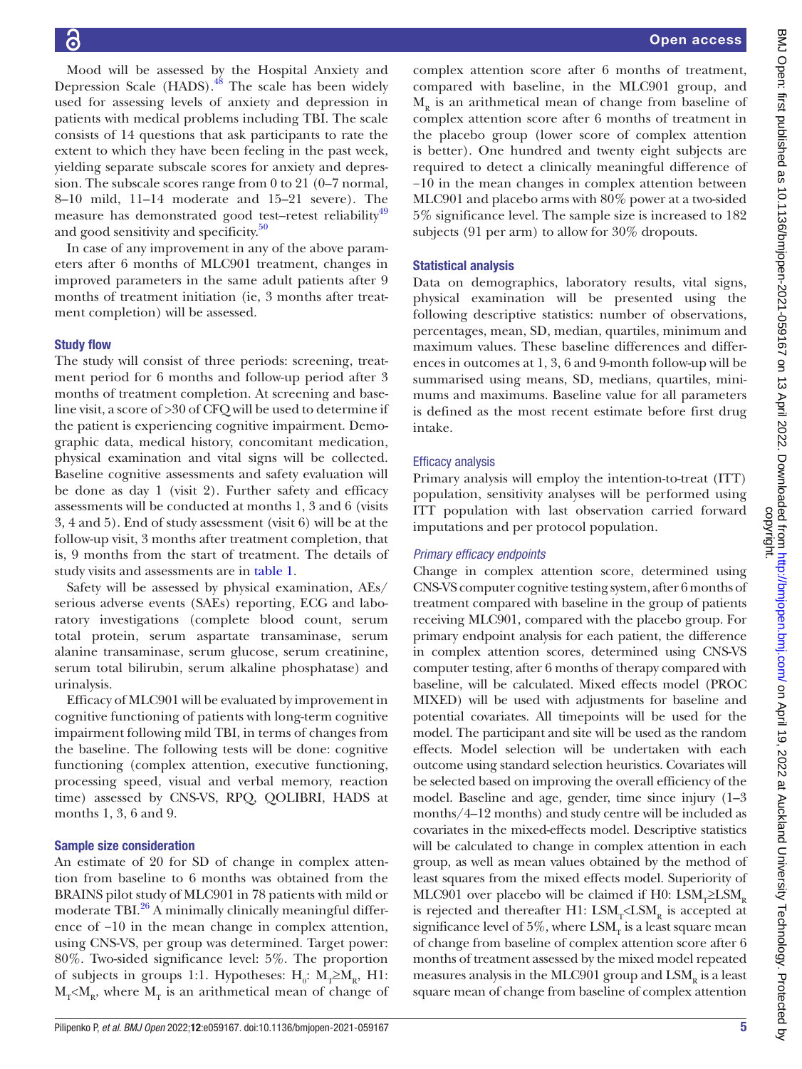Mood will be assessed by the Hospital Anxiety and Depression Scale (HADS).[48] The scale has been widely used for assessing levels of anxiety and depression in patients with medical problems including TBI. The scale consists of 14 questions that ask participants to rate the extent to which they have been feeling in the past week, yielding separate subscale scores for anxiety and depression. The subscale scores range from 0 to 21 (0–7 normal, 8–10 mild, 11–14 moderate and 15–21 severe). The measure has demonstrated good test–retest reliability[49] and good sensitivity and specificity.[50]

In case of any improvement in any of the above parameters after 6 months of MLC901 treatment, changes in improved parameters in the same adult patients after 9 months of treatment initiation (ie, 3 months after treatment completion) will be assessed.

### Study flow

The study will consist of three periods: screening, treatment period for 6 months and follow-up period after 3 months of treatment completion. At screening and baseline visit, a score of >30 of CFQ will be used to determine if the patient is experiencing cognitive impairment. Demographic data, medical history, concomitant medication, physical examination and vital signs will be collected. Baseline cognitive assessments and safety evaluation will be done as day 1 (visit 2). Further safety and efficacy assessments will be conducted at months 1, 3 and 6 (visits 3, 4 and 5). End of study assessment (visit 6) will be at the follow-up visit, 3 months after treatment completion, that is, 9 months from the start of treatment. The details of study visits and assessments are in table 1.

Safety will be assessed by physical examination, AEs/serious adverse events (SAEs) reporting, ECG and laboratory investigations (complete blood count, serum total protein, serum aspartate transaminase, serum alanine transaminase, serum glucose, serum creatinine, serum total bilirubin, serum alkaline phosphatase) and urinalysis.

Efficacy of MLC901 will be evaluated by improvement in cognitive functioning of patients with long-term cognitive impairment following mild TBI, in terms of changes from the baseline. The following tests will be done: cognitive functioning (complex attention, executive functioning, processing speed, visual and verbal memory, reaction time) assessed by CNS-VS, RPQ, QOLIBRI, HADS at months 1, 3, 6 and 9.

### Sample size consideration

An estimate of 20 for SD of change in complex attention from baseline to 6 months was obtained from the BRAINS pilot study of MLC901 in 78 patients with mild or moderate TBI.[26] A minimally clinically meaningful difference of −10 in the mean change in complex attention, using CNS-VS, per group was determined. Target power: 80%. Two-sided significance level: 5%. The proportion of subjects in groups 1:1. Hypotheses: $H_0$: $M_T \geq M_R$, H1: $M_T < M_R$, where $M_T$ is an arithmetical mean of change of complex attention score after 6 months of treatment, compared with baseline, in the MLC901 group, and $M_R$ is an arithmetical mean of change from baseline of complex attention score after 6 months of treatment in the placebo group (lower score of complex attention is better). One hundred and twenty eight subjects are required to detect a clinically meaningful difference of −10 in the mean changes in complex attention between MLC901 and placebo arms with 80% power at a two-sided 5% significance level. The sample size is increased to 182 subjects (91 per arm) to allow for 30% dropouts.

### Statistical analysis

Data on demographics, laboratory results, vital signs, physical examination will be presented using the following descriptive statistics: number of observations, percentages, mean, SD, median, quartiles, minimum and maximum values. These baseline differences and differences in outcomes at 1, 3, 6 and 9-month follow-up will be summarised using means, SD, medians, quartiles, minimums and maximums. Baseline value for all parameters is defined as the most recent estimate before first drug intake.

#### Efficacy analysis

Primary analysis will employ the intention-to-treat (ITT) population, sensitivity analyses will be performed using ITT population with last observation carried forward imputations and per protocol population.

##### *Primary efficacy endpoints*

Change in complex attention score, determined using CNS-VS computer cognitive testing system, after 6 months of treatment compared with baseline in the group of patients receiving MLC901, compared with the placebo group. For primary endpoint analysis for each patient, the difference in complex attention scores, determined using CNS-VS computer testing, after 6 months of therapy compared with baseline, will be calculated. Mixed effects model (PROC MIXED) will be used with adjustments for baseline and potential covariates. All timepoints will be used for the model. The participant and site will be used as the random effects. Model selection will be undertaken with each outcome using standard selection heuristics. Covariates will be selected based on improving the overall efficiency of the model. Baseline and age, gender, time since injury (1–3 months/4–12 months) and study centre will be included as covariates in the mixed-effects model. Descriptive statistics will be calculated to change in complex attention in each group, as well as mean values obtained by the method of least squares from the mixed effects model. Superiority of MLC901 over placebo will be claimed if H0: $LSM_T \geq LSM_R$ is rejected and thereafter H1: $LSM_T < LSM_R$ is accepted at significance level of 5%, where $LSM_T$ is a least square mean of change from baseline of complex attention score after 6 months of treatment assessed by the mixed model repeated measures analysis in the MLC901 group and $LSM_R$ is a least square mean of change from baseline of complex attention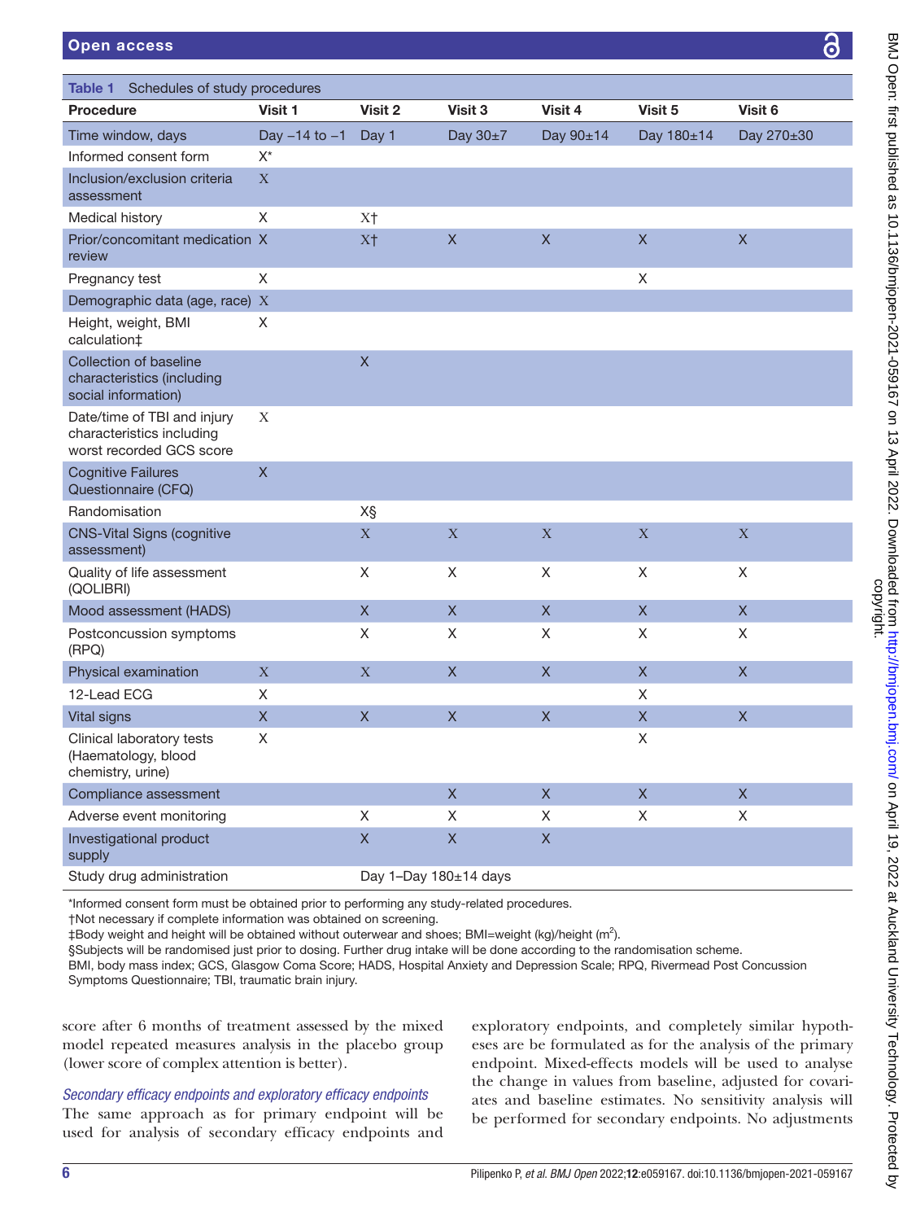Table 1 Schedules of study procedures

| Procedure | Visit 1 | Visit 2 | Visit 3 | Visit 4 | Visit 5 | Visit 6 |
|---|---|---|---|---|---|---|
| Time window, days | Day −14 to −1 | Day 1 | Day 30±7 | Day 90±14 | Day 180±14 | Day 270±30 |
| Informed consent form | X* | | | | | |
| Inclusion/exclusion criteria assessment | X | | | | | |
| Medical history | X | X† | | | | |
| Prior/concomitant medication review | X | X† | X | X | X | X |
| Pregnancy test | X | | | | X | |
| Demographic data (age, race) | X | | | | | |
| Height, weight, BMI calculation‡ | X | | | | | |
| Collection of baseline characteristics (including social information) | | X | | | | |
| Date/time of TBI and injury characteristics including worst recorded GCS score | X | | | | | |
| Cognitive Failures Questionnaire (CFQ) | X | | | | | |
| Randomisation | | X§ | | | | |
| CNS-Vital Signs (cognitive assessment) | | X | X | X | X | X |
| Quality of life assessment (QOLIBRI) | | X | X | X | X | X |
| Mood assessment (HADS) | | X | X | X | X | X |
| Postconcussion symptoms (RPQ) | | X | X | X | X | X |
| Physical examination | X | X | X | X | X | X |
| 12-Lead ECG | X | | | | X | |
| Vital signs | X | X | X | X | X | X |
| Clinical laboratory tests (Haematology, blood chemistry, urine) | X | | | | X | |
| Compliance assessment | | | X | X | X | X |
| Adverse event monitoring | | X | X | X | X | X |
| Investigational product supply | | X | X | X | | |
| Study drug administration | | Day 1–Day 180±14 days | | | | |

*Informed consent form must be obtained prior to performing any study-related procedures.
†Not necessary if complete information was obtained on screening.
‡Body weight and height will be obtained without outerwear and shoes; BMI=weight (kg)/height ($m^2$).
§Subjects will be randomised just prior to dosing. Further drug intake will be done according to the randomisation scheme.
BMI, body mass index; GCS, Glasgow Coma Score; HADS, Hospital Anxiety and Depression Scale; RPQ, Rivermead Post Concussion Symptoms Questionnaire; TBI, traumatic brain injury.

score after 6 months of treatment assessed by the mixed model repeated measures analysis in the placebo group (lower score of complex attention is better).

### *Secondary efficacy endpoints and exploratory efficacy endpoints*

The same approach as for primary endpoint will be used for analysis of secondary efficacy endpoints and exploratory endpoints, and completely similar hypotheses are be formulated as for the analysis of the primary endpoint. Mixed-effects models will be used to analyse the change in values from baseline, adjusted for covariates and baseline estimates. No sensitivity analysis will be performed for secondary endpoints. No adjustments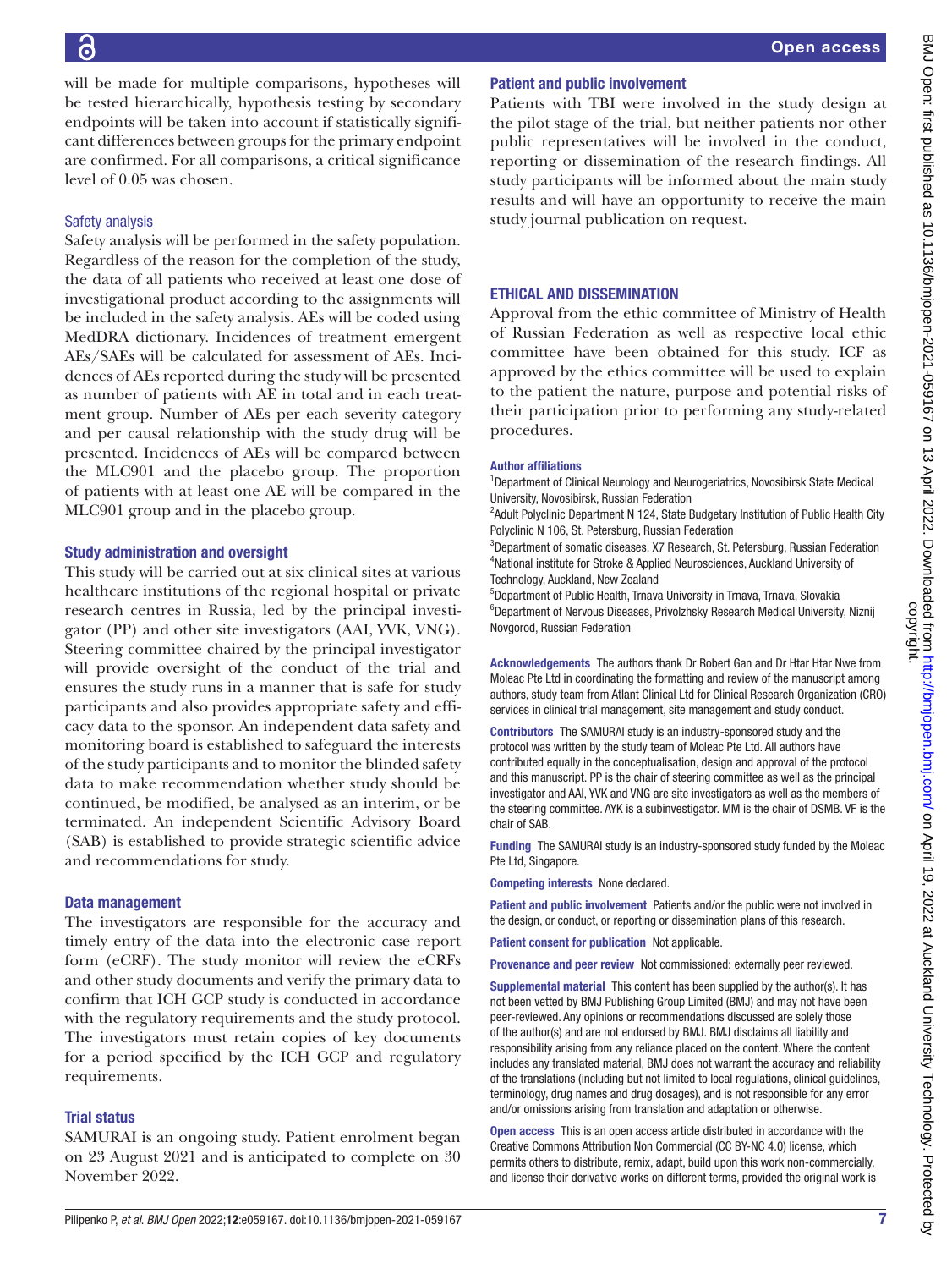will be made for multiple comparisons, hypotheses will be tested hierarchically, hypothesis testing by secondary endpoints will be taken into account if statistically significant differences between groups for the primary endpoint are confirmed. For all comparisons, a critical significance level of 0.05 was chosen.

### Safety analysis

Safety analysis will be performed in the safety population. Regardless of the reason for the completion of the study, the data of all patients who received at least one dose of investigational product according to the assignments will be included in the safety analysis. AEs will be coded using MedDRA dictionary. Incidences of treatment emergent AEs/SAEs will be calculated for assessment of AEs. Incidences of AEs reported during the study will be presented as number of patients with AE in total and in each treatment group. Number of AEs per each severity category and per causal relationship with the study drug will be presented. Incidences of AEs will be compared between the MLC901 and the placebo group. The proportion of patients with at least one AE will be compared in the MLC901 group and in the placebo group.

### Study administration and oversight

This study will be carried out at six clinical sites at various healthcare institutions of the regional hospital or private research centres in Russia, led by the principal investigator (PP) and other site investigators (AAI, YVK, VNG). Steering committee chaired by the principal investigator will provide oversight of the conduct of the trial and ensures the study runs in a manner that is safe for study participants and also provides appropriate safety and efficacy data to the sponsor. An independent data safety and monitoring board is established to safeguard the interests of the study participants and to monitor the blinded safety data to make recommendation whether study should be continued, be modified, be analysed as an interim, or be terminated. An independent Scientific Advisory Board (SAB) is established to provide strategic scientific advice and recommendations for study.

### Data management

The investigators are responsible for the accuracy and timely entry of the data into the electronic case report form (eCRF). The study monitor will review the eCRFs and other study documents and verify the primary data to confirm that ICH GCP study is conducted in accordance with the regulatory requirements and the study protocol. The investigators must retain copies of key documents for a period specified by the ICH GCP and regulatory requirements.

### Trial status

SAMURAI is an ongoing study. Patient enrolment began on 23 August 2021 and is anticipated to complete on 30 November 2022.

### Patient and public involvement

Patients with TBI were involved in the study design at the pilot stage of the trial, but neither patients nor other public representatives will be involved in the conduct, reporting or dissemination of the research findings. All study participants will be informed about the main study results and will have an opportunity to receive the main study journal publication on request.

## ETHICAL AND DISSEMINATION

Approval from the ethic committee of Ministry of Health of Russian Federation as well as respective local ethic committee have been obtained for this study. ICF as approved by the ethics committee will be used to explain to the patient the nature, purpose and potential risks of their participation prior to performing any study-related procedures.

**Author affiliations**

[1]Department of Clinical Neurology and Neurogeriatrics, Novosibirsk State Medical University, Novosibirsk, Russian Federation
[2]Adult Polyclinic Department N 124, State Budgetary Institution of Public Health City Polyclinic N 106, St. Petersburg, Russian Federation
[3]Department of somatic diseases, X7 Research, St. Petersburg, Russian Federation
[4]National institute for Stroke & Applied Neurosciences, Auckland University of Technology, Auckland, New Zealand
[5]Department of Public Health, Trnava University in Trnava, Trnava, Slovakia
[6]Department of Nervous Diseases, Privolzhsky Research Medical University, Niznij Novgorod, Russian Federation

**Acknowledgements** The authors thank Dr Robert Gan and Dr Htar Htar Nwe from Moleac Pte Ltd in coordinating the formatting and review of the manuscript among authors, study team from Atlant Clinical Ltd for Clinical Research Organization (CRO) services in clinical trial management, site management and study conduct.

**Contributors** The SAMURAI study is an industry-sponsored study and the protocol was written by the study team of Moleac Pte Ltd. All authors have contributed equally in the conceptualisation, design and approval of the protocol and this manuscript. PP is the chair of steering committee as well as the principal investigator and AAI, YVK and VNG are site investigators as well as the members of the steering committee. AYK is a subinvestigator. MM is the chair of DSMB. VF is the chair of SAB.

**Funding** The SAMURAI study is an industry-sponsored study funded by the Moleac Pte Ltd, Singapore.

**Competing interests** None declared.

**Patient and public involvement** Patients and/or the public were not involved in the design, or conduct, or reporting or dissemination plans of this research.

**Patient consent for publication** Not applicable.

**Provenance and peer review** Not commissioned; externally peer reviewed.

**Supplemental material** This content has been supplied by the author(s). It has not been vetted by BMJ Publishing Group Limited (BMJ) and may not have been peer-reviewed. Any opinions or recommendations discussed are solely those of the author(s) and are not endorsed by BMJ. BMJ disclaims all liability and responsibility arising from any reliance placed on the content. Where the content includes any translated material, BMJ does not warrant the accuracy and reliability of the translations (including but not limited to local regulations, clinical guidelines, terminology, drug names and drug dosages), and is not responsible for any error and/or omissions arising from translation and adaptation or otherwise.

**Open access** This is an open access article distributed in accordance with the Creative Commons Attribution Non Commercial (CC BY-NC 4.0) license, which permits others to distribute, remix, adapt, build upon this work non-commercially, and license their derivative works on different terms, provided the original work is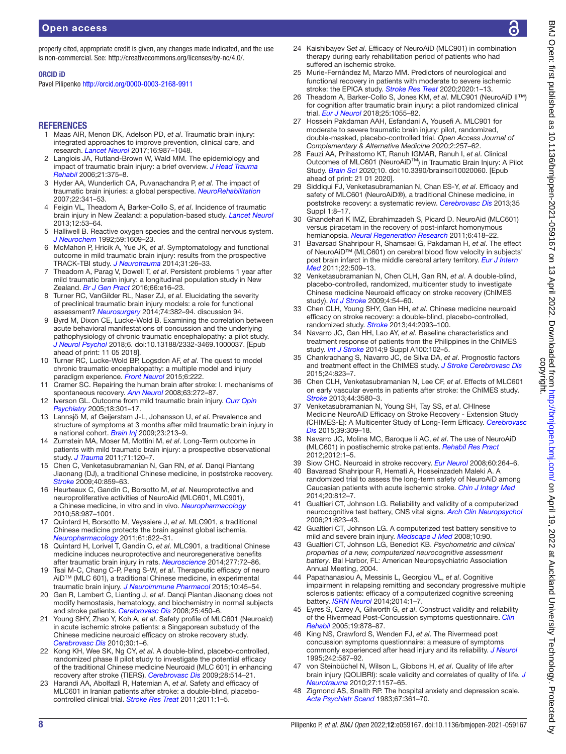properly cited, appropriate credit is given, any changes made indicated, and the use is non-commercial. See: http://creativecommons.org/licenses/by-nc/4.0/.

**ORCID iD**

Pavel Pilipenko http://orcid.org/0000-0003-2168-9911

## REFERENCES

1. Maas AIR, Menon DK, Adelson PD, *et al*. Traumatic brain injury: integrated approaches to improve prevention, clinical care, and research. *Lancet Neurol* 2017;16:987–1048.
2. Langlois JA, Rutland-Brown W, Wald MM. The epidemiology and impact of traumatic brain injury: a brief overview. *J Head Trauma Rehabil* 2006;21:375–8.
3. Hyder AA, Wunderlich CA, Puvanachandra P, *et al*. The impact of traumatic brain injuries: a global perspective. *NeuroRehabilitation* 2007;22:341–53.
4. Feigin VL, Theadom A, Barker-Collo S, *et al*. Incidence of traumatic brain injury in New Zealand: a population-based study. *Lancet Neurol* 2013;12:53–64.
5. Halliwell B. Reactive oxygen species and the central nervous system. *J Neurochem* 1992;59:1609–23.
6. McMahon P, Hricik A, Yue JK, *et al*. Symptomatology and functional outcome in mild traumatic brain injury: results from the prospective TRACK-TBI study. *J Neurotrauma* 2014;31:26–33.
7. Theadom A, Parag V, Dowell T, *et al*. Persistent problems 1 year after mild traumatic brain injury: a longitudinal population study in New Zealand. *Br J Gen Pract* 2016;66:e16–23.
8. Turner RC, VanGilder RL, Naser ZJ, *et al*. Elucidating the severity of preclinical traumatic brain injury models: a role for functional assessment? *Neurosurgery* 2014;74:382–94. discussion 94.
9. Byrd M, Dixon CE, Lucke-Wold B. Examining the correlation between acute behavioral manifestations of concussion and the underlying pathophysiology of chronic traumatic encephalopathy: a pilot study. *J Neurol Psychol* 2018;6. doi:10.13188/2332-3469.1000037. [Epub ahead of print: 11 05 2018].
10. Turner RC, Lucke-Wold BP, Logsdon AF, *et al*. The quest to model chronic traumatic encephalopathy: a multiple model and injury paradigm experience. *Front Neurol* 2015;6:222.
11. Cramer SC. Repairing the human brain after stroke: I. mechanisms of spontaneous recovery. *Ann Neurol* 2008;63:272–87.
12. Iverson GL. Outcome from mild traumatic brain injury. *Curr Opin Psychiatry* 2005;18:301–17.
13. Lannsjö M, af Geijerstam J-L, Johansson U, *et al*. Prevalence and structure of symptoms at 3 months after mild traumatic brain injury in a national cohort. *Brain Inj* 2009;23:213–9.
14. Zumstein MA, Moser M, Mottini M, *et al*. Long-Term outcome in patients with mild traumatic brain injury: a prospective observational study. *J Trauma* 2011;71:120–7.
15. Chen C, Venketasubramanian N, Gan RN, *et al*. Danqi Piantang Jiaonang (DJ), a traditional Chinese medicine, in poststroke recovery. *Stroke* 2009;40:859–63.
16. Heurteaux C, Gandin C, Borsotto M, *et al*. Neuroprotective and neuroproliferative activities of NeuroAid (MLC601, MLC901), a Chinese medicine, in vitro and in vivo. *Neuropharmacology* 2010;58:987–1001.
17. Quintard H, Borsotto M, Veyssiere J, *et al*. MLC901, a traditional Chinese medicine protects the brain against global ischemia. *Neuropharmacology* 2011;61:622–31.
18. Quintard H, Lorivel T, Gandin C, *et al*. MLC901, a traditional Chinese medicine induces neuroprotective and neuroregenerative benefits after traumatic brain injury in rats. *Neuroscience* 2014;277:72–86.
19. Tsai M-C, Chang C-P, Peng S-W, *et al*. Therapeutic efficacy of neuro AiD™ (MLC 601), a traditional Chinese medicine, in experimental traumatic brain injury. *J Neuroimmune Pharmacol* 2015;10:45–54.
20. Gan R, Lambert C, Lianting J, *et al*. Danqi Piantan Jiaonang does not modify hemostasis, hematology, and biochemistry in normal subjects and stroke patients. *Cerebrovasc Dis* 2008;25:450–6.
21. Young SHY, Zhao Y, Koh A, *et al*. Safety profile of MLC601 (Neuroaid) in acute ischemic stroke patients: a Singaporean substudy of the Chinese medicine neuroaid efficacy on stroke recovery study. *Cerebrovasc Dis* 2010;30:1–6.
22. Kong KH, Wee SK, Ng CY, *et al*. A double-blind, placebo-controlled, randomized phase II pilot study to investigate the potential efficacy of the traditional Chinese medicine Neuroaid (MLC 601) in enhancing recovery after stroke (TIERS). *Cerebrovasc Dis* 2009;28:514–21.
23. Harandi AA, Abolfazli R, Hatemian A, *et al*. Safety and efficacy of MLC601 in Iranian patients after stroke: a double-blind, placebo-controlled clinical trial. *Stroke Res Treat* 2011;2011:1–5.
24. Kaishibayev S*et al*. Efficacy of NeuroAiD (MLC901) in combination therapy during early rehabilitation period of patients who had suffered an ischemic stroke.
25. Murie-Fernández M, Marzo MM. Predictors of neurological and functional recovery in patients with moderate to severe ischemic stroke: the EPICA study. *Stroke Res Treat* 2020;2020:1–13.
26. Theadom A, Barker-Collo S, Jones KM, *et al*. MLC901 (NeuroAiD II™) for cognition after traumatic brain injury: a pilot randomized clinical trial. *Eur J Neurol* 2018;25:1055–82.
27. Hossein Pakdaman AAH, Esfandani A, Yousefi A. MLC901 for moderate to severe traumatic brain injury: pilot, randomized, double-masked, placebo-controlled trial. *Open Access Journal of Complementary & Alternative Medicine* 2020;2:257–62.
28. Fauzi AA, Prihastomo KT, Ranuh IGMAR, Ranuh I, *et al*. Clinical Outcomes of MLC601 (NeuroAiD$^{TM}$) in Traumatic Brain Injury: A Pilot Study. *Brain Sci* 2020;10. doi:10.3390/brainsci10020060. [Epub ahead of print: 21 01 2020].
29. Siddiqui FJ, Venketasubramanian N, Chan ES-Y, *et al*. Efficacy and safety of MLC601 (NeuroAiD®), a traditional Chinese medicine, in poststroke recovery: a systematic review. *Cerebrovasc Dis* 2013;35 Suppl 1:8–17.
30. Ghandehari K IMZ, Ebrahimzadeh S, Picard D. NeuroAid (MLC601) versus piracetam in the recovery of post-infarct homonymous hemianopsia. *Neural Regeneration Research* 2011;6:418–22.
31. Bavarsad Shahripour R, Shamsaei G, Pakdaman H, *et al*. The effect of NeuroAiD™ (MLC601) on cerebral blood flow velocity in subjects' post brain infarct in the middle cerebral artery territory. *Eur J Intern Med* 2011;22:509–13.
32. Venketasubramanian N, Chen CLH, Gan RN, *et al*. A double-blind, placebo-controlled, randomized, multicenter study to investigate Chinese medicine Neuroaid efficacy on stroke recovery (ChIMES study). *Int J Stroke* 2009;4:54–60.
33. Chen CLH, Young SHY, Gan HH, *et al*. Chinese medicine neuroaid efficacy on stroke recovery: a double-blind, placebo-controlled, randomized study. *Stroke* 2013;44:2093–100.
34. Navarro JC, Gan HH, Lao AY, *et al*. Baseline characteristics and treatment response of patients from the Philippines in the ChIMES study. *Int J Stroke* 2014;9 Suppl A100:102–5.
35. Chankrachang S, Navarro JC, de Silva DA, *et al*. Prognostic factors and treatment effect in the ChIMES study. *J Stroke Cerebrovasc Dis* 2015;24:823–7.
36. Chen CLH, Venketasubramanian N, Lee CF, *et al*. Effects of MLC601 on early vascular events in patients after stroke: the ChIMES study. *Stroke* 2013;44:3580–3.
37. Venketasubramanian N, Young SH, Tay SS, *et al*. CHInese Medicine NeuroAiD Efficacy on Stroke Recovery - Extension Study (CHIMES-E): A Multicenter Study of Long-Term Efficacy. *Cerebrovasc Dis* 2015;39:309–18.
38. Navarro JC, Molina MC, Baroque Ii AC, *et al*. The use of NeuroAiD (MLC601) in postischemic stroke patients. *Rehabil Res Pract* 2012;2012:1–5.
39. Siow CHC. Neuroaid in stroke recovery. *Eur Neurol* 2008;60:264–6.
40. Bavarsad Shahripour R, Hemati A, Hosseinzadeh Maleki A. A randomized trial to assess the long-term safety of NeuroAiD among Caucasian patients with acute ischemic stroke. *Chin J Integr Med* 2014;20:812–7.
41. Gualtieri CT, Johnson LG. Reliability and validity of a computerized neurocognitive test battery, CNS vital signs. *Arch Clin Neuropsychol* 2006;21:623–43.
42. Gualtieri CT, Johnson LG. A computerized test battery sensitive to mild and severe brain injury. *Medscape J Med* 2008;10:90.
43. Gualtieri CT, Johnson LG, Benedict KB. *Psychometric and clinical properties of a new, computerized neurocognitive assessment battery*. Bal Harbor, FL: American Neuropsychiatric Association Annual Meeting, 2004.
44. Papathanasiou A, Messinis L, Georgiou VL, *et al*. Cognitive impairment in relapsing remitting and secondary progressive multiple sclerosis patients: efficacy of a computerized cognitive screening battery. *ISRN Neurol* 2014;2014:1–7.
45. Eyres S, Carey A, Gilworth G, *et al*. Construct validity and reliability of the Rivermead Post-Concussion symptoms questionnaire. *Clin Rehabil* 2005;19:878–87.
46. King NS, Crawford S, Wenden FJ, *et al*. The Rivermead post concussion symptoms questionnaire: a measure of symptoms commonly experienced after head injury and its reliability. *J Neurol* 1995;242:587–92.
47. von Steinbüchel N, Wilson L, Gibbons H, *et al*. Quality of life after brain injury (QOLIBRI): scale validity and correlates of quality of life. *J Neurotrauma* 2010;27:1157–65.
48. Zigmond AS, Snaith RP. The hospital anxiety and depression scale. *Acta Psychiatr Scand* 1983;67:361–70.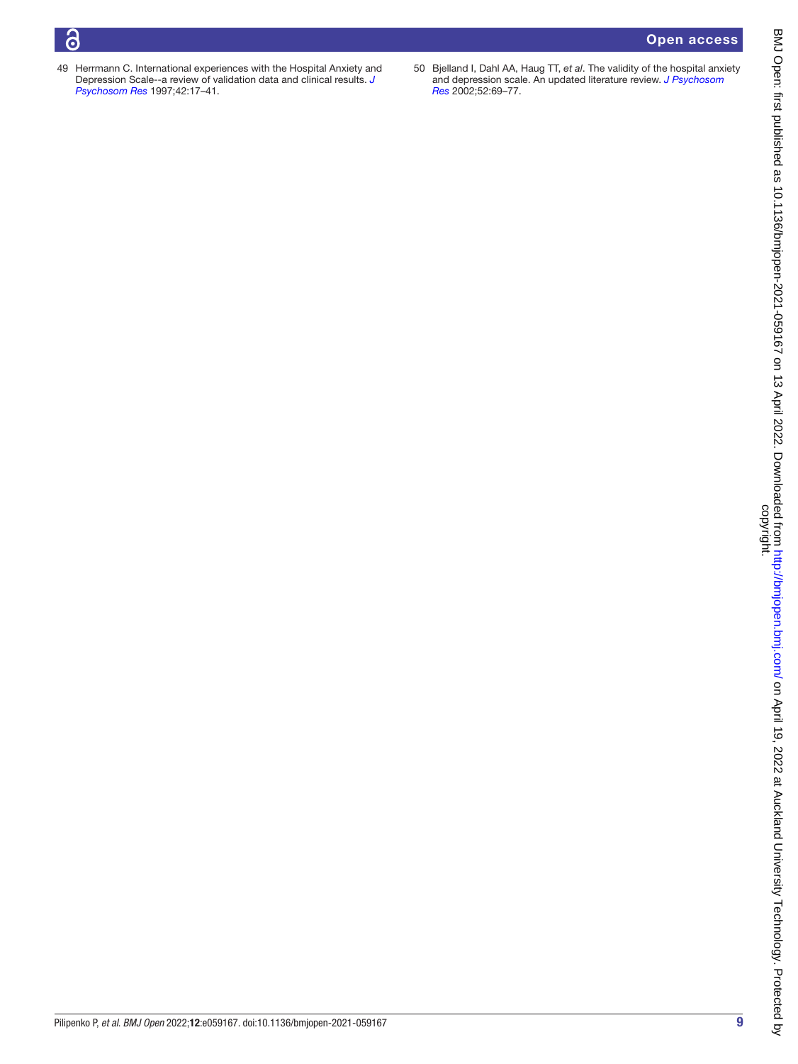49 Herrmann C. International experiences with the Hospital Anxiety and Depression Scale--a review of validation data and clinical results. *J Psychosom Res* 1997;42:17–41.

50 Bjelland I, Dahl AA, Haug TT, *et al*. The validity of the hospital anxiety and depression scale. An updated literature review. *J Psychosom Res* 2002;52:69–77.